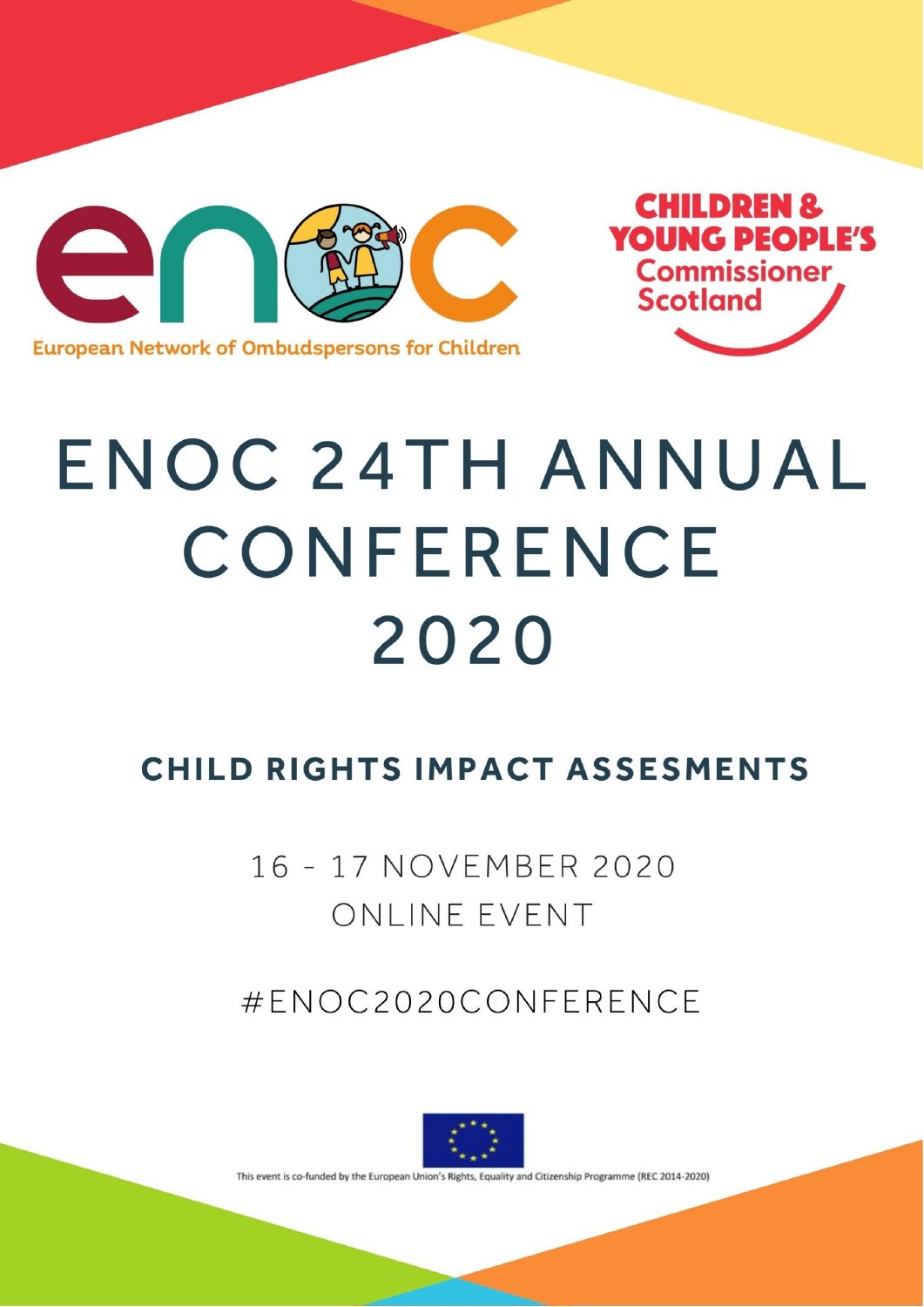European Network of Ombudspersons for Children

CHILDREN & YOUNG PEOPLE'S Commissioner Scotland

# ENOC 24TH ANNUAL CONFERENCE 2020

## CHILD RIGHTS IMPACT ASSESMENTS

16 - 17 NOVEMBER 2020
ONLINE EVENT

#ENOC2020CONFERENCE

This event is co-funded by the European Union's Rights, Equality and Citizenship Programme (REC 2014-2020)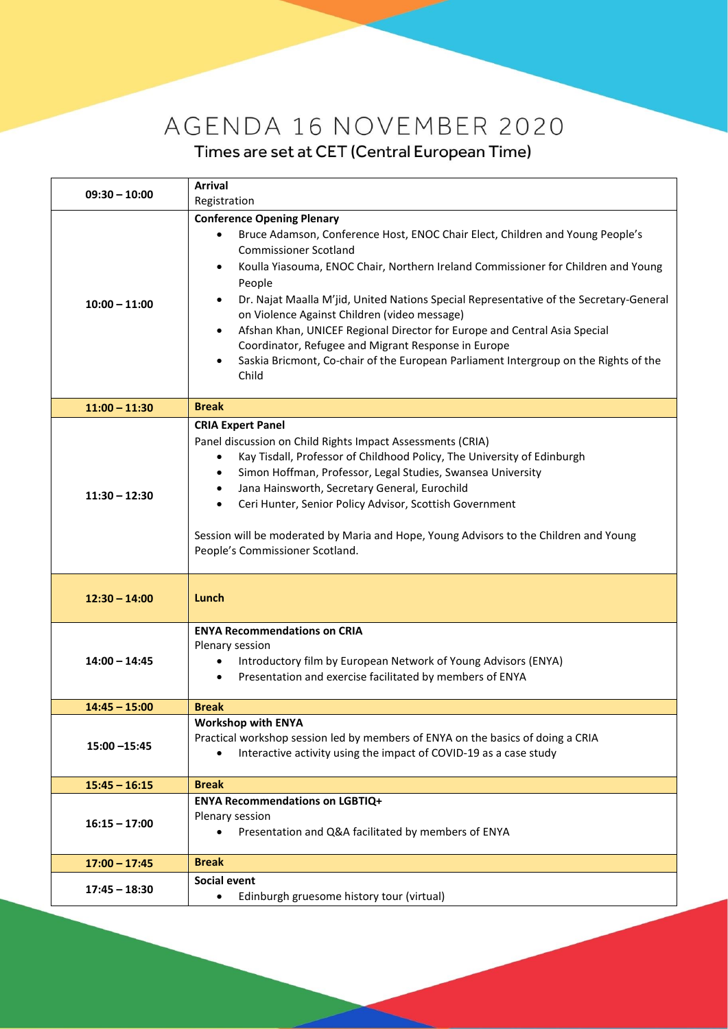# AGENDA 16 NOVEMBER 2020

## Times are set at CET (Central European Time)

| | |
|---|---|
| 09:30 – 10:00 | **Arrival**<br>Registration |
| 10:00 – 11:00 | **Conference Opening Plenary**<br>• Bruce Adamson, Conference Host, ENOC Chair Elect, Children and Young People's Commissioner Scotland<br>• Koulla Yiasouma, ENOC Chair, Northern Ireland Commissioner for Children and Young People<br>• Dr. Najat Maalla M'jid, United Nations Special Representative of the Secretary-General on Violence Against Children (video message)<br>• Afshan Khan, UNICEF Regional Director for Europe and Central Asia Special Coordinator, Refugee and Migrant Response in Europe<br>• Saskia Bricmont, Co-chair of the European Parliament Intergroup on the Rights of the Child |
| 11:00 – 11:30 | **Break** |
| 11:30 – 12:30 | **CRIA Expert Panel**<br>Panel discussion on Child Rights Impact Assessments (CRIA)<br>• Kay Tisdall, Professor of Childhood Policy, The University of Edinburgh<br>• Simon Hoffman, Professor, Legal Studies, Swansea University<br>• Jana Hainsworth, Secretary General, Eurochild<br>• Ceri Hunter, Senior Policy Advisor, Scottish Government<br><br>Session will be moderated by Maria and Hope, Young Advisors to the Children and Young People's Commissioner Scotland. |
| 12:30 – 14:00 | **Lunch** |
| 14:00 – 14:45 | **ENYA Recommendations on CRIA**<br>Plenary session<br>• Introductory film by European Network of Young Advisors (ENYA)<br>• Presentation and exercise facilitated by members of ENYA |
| 14:45 – 15:00 | **Break** |
| 15:00 –15:45 | **Workshop with ENYA**<br>Practical workshop session led by members of ENYA on the basics of doing a CRIA<br>• Interactive activity using the impact of COVID-19 as a case study |
| 15:45 – 16:15 | **Break** |
| 16:15 – 17:00 | **ENYA Recommendations on LGBTIQ+**<br>Plenary session<br>• Presentation and Q&A facilitated by members of ENYA |
| 17:00 – 17:45 | **Break** |
| 17:45 – 18:30 | **Social event**<br>• Edinburgh gruesome history tour (virtual) |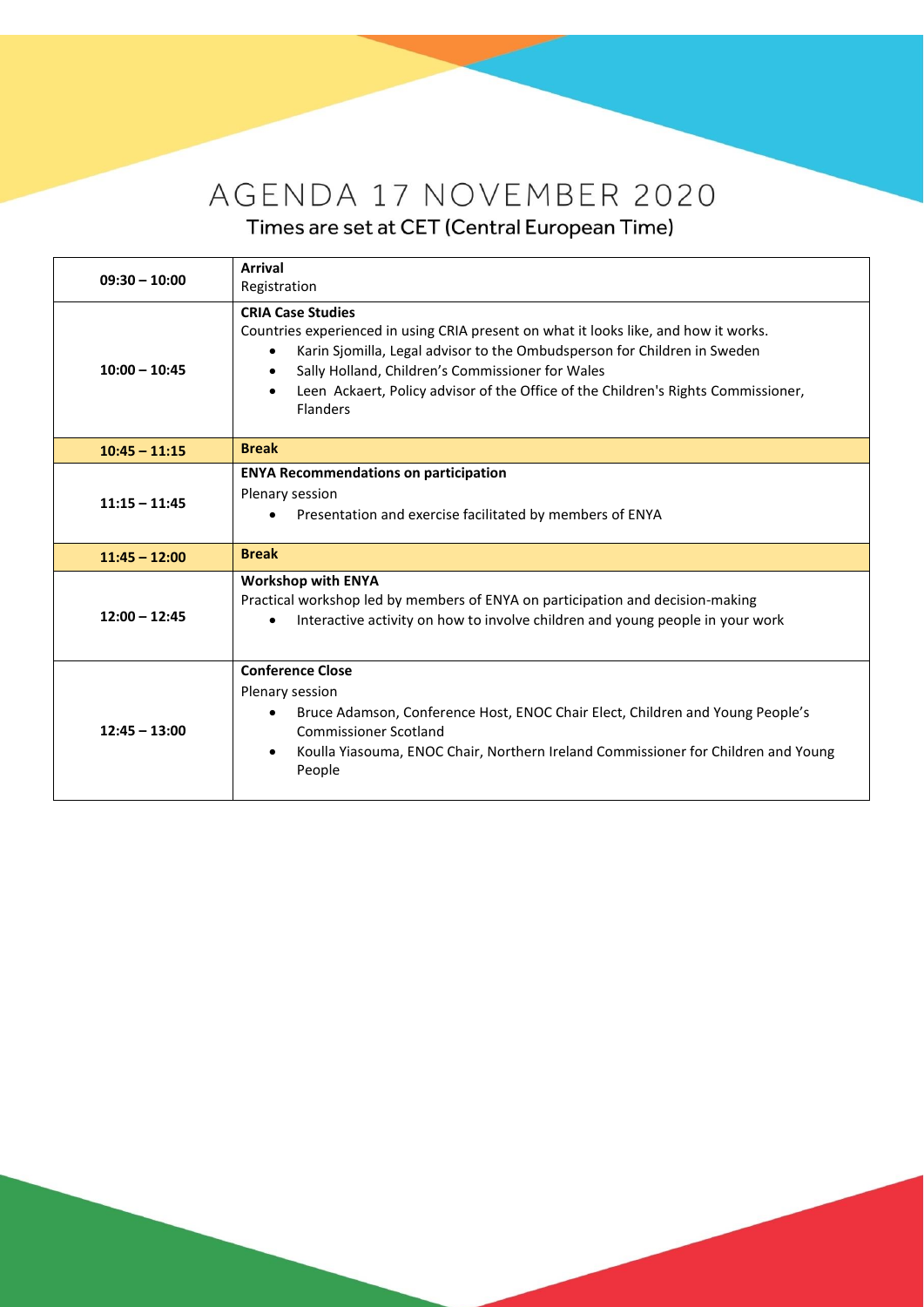# AGENDA 17 NOVEMBER 2020

## Times are set at CET (Central European Time)

| | |
|---|---|
| **09:30 – 10:00** | **Arrival**<br>Registration |
| **10:00 – 10:45** | **CRIA Case Studies**<br>Countries experienced in using CRIA present on what it looks like, and how it works.<br>• Karin Sjomilla, Legal advisor to the Ombudsperson for Children in Sweden<br>• Sally Holland, Children's Commissioner for Wales<br>• Leen Ackaert, Policy advisor of the Office of the Children's Rights Commissioner, Flanders |
| **10:45 – 11:15** | **Break** |
| **11:15 – 11:45** | **ENYA Recommendations on participation**<br>Plenary session<br>• Presentation and exercise facilitated by members of ENYA |
| **11:45 – 12:00** | **Break** |
| **12:00 – 12:45** | **Workshop with ENYA**<br>Practical workshop led by members of ENYA on participation and decision-making<br>• Interactive activity on how to involve children and young people in your work |
| **12:45 – 13:00** | **Conference Close**<br>Plenary session<br>• Bruce Adamson, Conference Host, ENOC Chair Elect, Children and Young People's Commissioner Scotland<br>• Koulla Yiasouma, ENOC Chair, Northern Ireland Commissioner for Children and Young People |